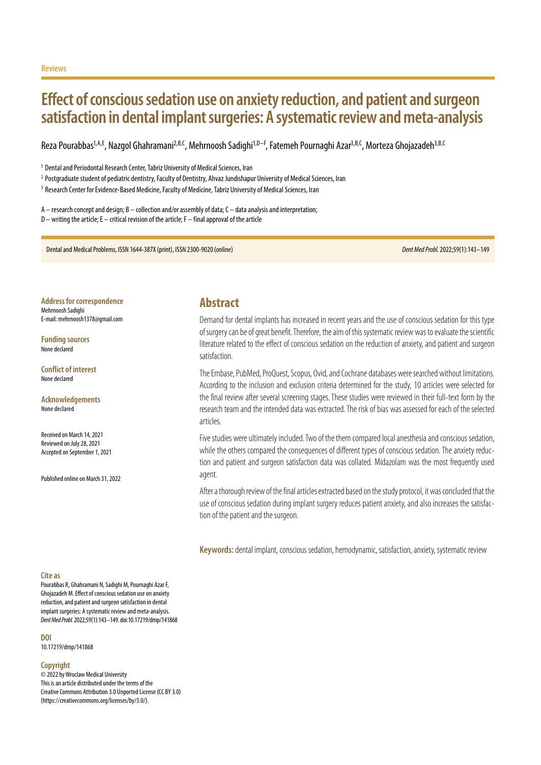Reviews

# Effect of conscious sedation use on anxiety reduction, and patient and surgeon satisfaction in dental implant surgeries: A systematic review and meta-analysis

Reza Pourabbas[1,A,E], Nazgol Ghahramani[2,B,C], Mehrnoosh Sadighi[1,D–F], Fatemeh Pournaghi Azar[3,B,C], Morteza Ghojazadeh[3,B,C]

[1] Dental and Periodontal Research Center, Tabriz University of Medical Sciences, Iran

[2] Postgraduate student of pediatric dentistry, Faculty of Dentistry, Ahvaz Jundishapur University of Medical Sciences, Iran

[3] Research Center for Evidence-Based Medicine, Faculty of Medicine, Tabriz University of Medical Sciences, Iran

A – research concept and design; B – collection and/or assembly of data; C – data analysis and interpretation;
D – writing the article; E – critical revision of the article; F – final approval of the article

Dental and Medical Problems, ISSN 1644-387X (print), ISSN 2300-9020 (online) *Dent Med Probl.* 2022;59(1):143–149

**Address for correspondence**
Mehrnoosh Sadighi
E-mail: mehrnoosh1378@gmail.com

**Funding sources**
None declared

**Conflict of interest**
None declared

**Acknowledgements**
None declared

Received on March 14, 2021
Reviewed on July 28, 2021
Accepted on September 1, 2021

Published online on March 31, 2022

**Cite as**
Pourabbas R, Ghahramani N, Sadighi M, Pournaghi Azar F, Ghojazadeh M. Effect of conscious sedation use on anxiety reduction, and patient and surgeon satisfaction in dental implant surgeries: A systematic review and meta-analysis. *Dent Med Probl.* 2022;59(1):143–149. doi:10.17219/dmp/141868

**DOI**
10.17219/dmp/141868

**Copyright**
© 2022 by Wroclaw Medical University
This is an article distributed under the terms of the Creative Commons Attribution 3.0 Unported License (CC BY 3.0) (https://creativecommons.org/licenses/by/3.0/).

## Abstract

Demand for dental implants has increased in recent years and the use of conscious sedation for this type of surgery can be of great benefit. Therefore, the aim of this systematic review was to evaluate the scientific literature related to the effect of conscious sedation on the reduction of anxiety, and patient and surgeon satisfaction.

The Embase, PubMed, ProQuest, Scopus, Ovid, and Cochrane databases were searched without limitations. According to the inclusion and exclusion criteria determined for the study, 10 articles were selected for the final review after several screening stages. These studies were reviewed in their full-text form by the research team and the intended data was extracted. The risk of bias was assessed for each of the selected articles.

Five studies were ultimately included. Two of the them compared local anesthesia and conscious sedation, while the others compared the consequences of different types of conscious sedation. The anxiety reduction and patient and surgeon satisfaction data was collated. Midazolam was the most frequently used agent.

After a thorough review of the final articles extracted based on the study protocol, it was concluded that the use of conscious sedation during implant surgery reduces patient anxiety, and also increases the satisfaction of the patient and the surgeon.

**Keywords:** dental implant, conscious sedation, hemodynamic, satisfaction, anxiety, systematic review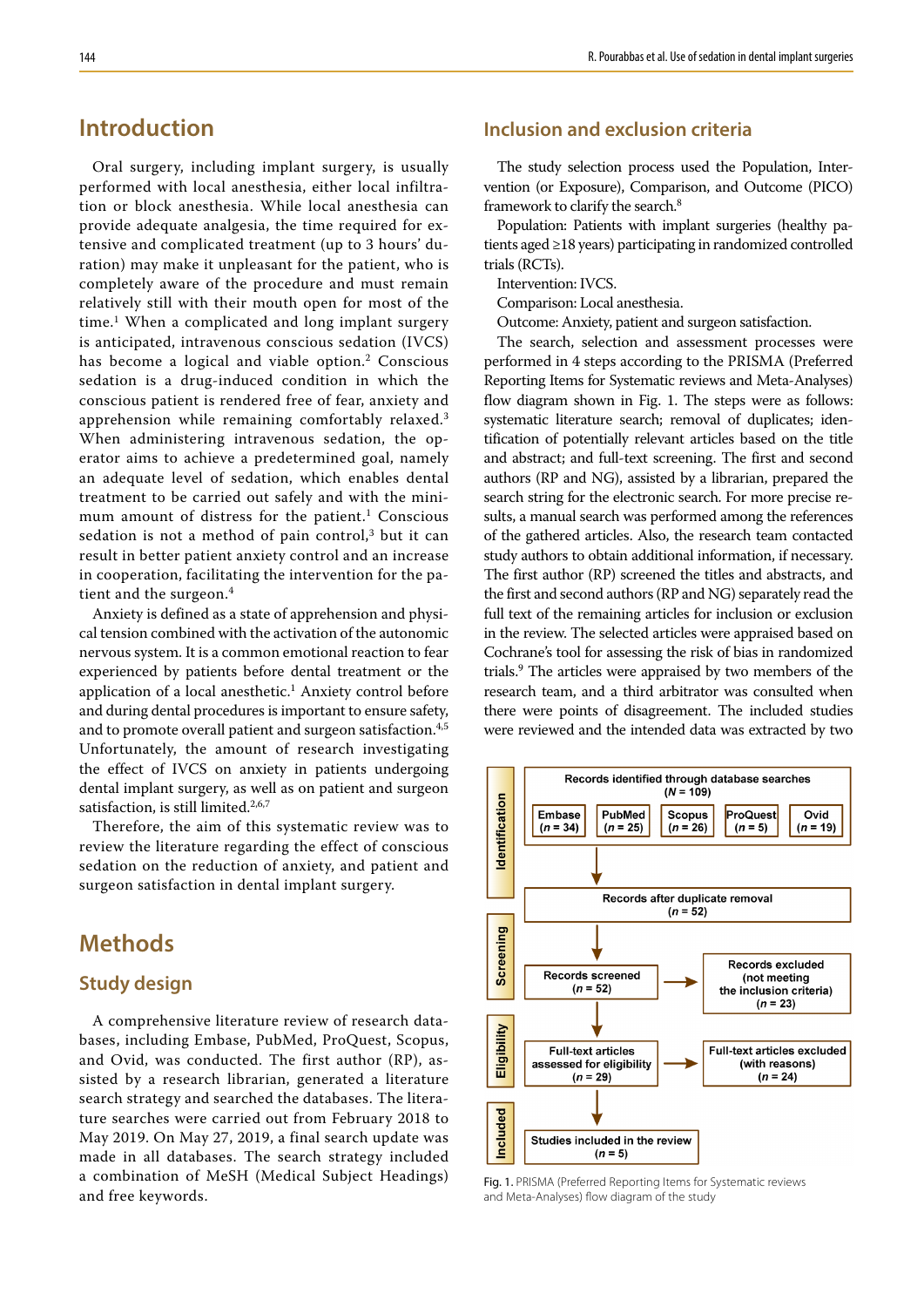## Introduction

Oral surgery, including implant surgery, is usually performed with local anesthesia, either local infiltration or block anesthesia. While local anesthesia can provide adequate analgesia, the time required for extensive and complicated treatment (up to 3 hours' duration) may make it unpleasant for the patient, who is completely aware of the procedure and must remain relatively still with their mouth open for most of the time.[1] When a complicated and long implant surgery is anticipated, intravenous conscious sedation (IVCS) has become a logical and viable option.[2] Conscious sedation is a drug-induced condition in which the conscious patient is rendered free of fear, anxiety and apprehension while remaining comfortably relaxed.[3] When administering intravenous sedation, the operator aims to achieve a predetermined goal, namely an adequate level of sedation, which enables dental treatment to be carried out safely and with the minimum amount of distress for the patient.[1] Conscious sedation is not a method of pain control,[3] but it can result in better patient anxiety control and an increase in cooperation, facilitating the intervention for the patient and the surgeon.[4]

Anxiety is defined as a state of apprehension and physical tension combined with the activation of the autonomic nervous system. It is a common emotional reaction to fear experienced by patients before dental treatment or the application of a local anesthetic.[1] Anxiety control before and during dental procedures is important to ensure safety, and to promote overall patient and surgeon satisfaction.[4,5] Unfortunately, the amount of research investigating the effect of IVCS on anxiety in patients undergoing dental implant surgery, as well as on patient and surgeon satisfaction, is still limited.[2,6,7]

Therefore, the aim of this systematic review was to review the literature regarding the effect of conscious sedation on the reduction of anxiety, and patient and surgeon satisfaction in dental implant surgery.

## Methods

### Study design

A comprehensive literature review of research databases, including Embase, PubMed, ProQuest, Scopus, and Ovid, was conducted. The first author (RP), assisted by a research librarian, generated a literature search strategy and searched the databases. The literature searches were carried out from February 2018 to May 2019. On May 27, 2019, a final search update was made in all databases. The search strategy included a combination of MeSH (Medical Subject Headings) and free keywords.

### Inclusion and exclusion criteria

The study selection process used the Population, Intervention (or Exposure), Comparison, and Outcome (PICO) framework to clarify the search.[8]

Population: Patients with implant surgeries (healthy patients aged ≥18 years) participating in randomized controlled trials (RCTs).

Intervention: IVCS.

Comparison: Local anesthesia.

Outcome: Anxiety, patient and surgeon satisfaction.

The search, selection and assessment processes were performed in 4 steps according to the PRISMA (Preferred Reporting Items for Systematic reviews and Meta-Analyses) flow diagram shown in Fig. 1. The steps were as follows: systematic literature search; removal of duplicates; identification of potentially relevant articles based on the title and abstract; and full-text screening. The first and second authors (RP and NG), assisted by a librarian, prepared the search string for the electronic search. For more precise results, a manual search was performed among the references of the gathered articles. Also, the research team contacted study authors to obtain additional information, if necessary. The first author (RP) screened the titles and abstracts, and the first and second authors (RP and NG) separately read the full text of the remaining articles for inclusion or exclusion in the review. The selected articles were appraised based on Cochrane's tool for assessing the risk of bias in randomized trials.[9] The articles were appraised by two members of the research team, and a third arbitrator was consulted when there were points of disagreement. The included studies were reviewed and the intended data was extracted by two

**Identification**
- Records identified through database searches (*N* = 109): Embase (*n* = 34), PubMed (*n* = 25), Scopus (*n* = 26), ProQuest (*n* = 5), Ovid (*n* = 19)
- Records after duplicate removal (*n* = 52)

**Screening**
- Records screened (*n* = 52) → Records excluded (not meeting the inclusion criteria) (*n* = 23)

**Eligibility**
- Full-text articles assessed for eligibility (*n* = 29) → Full-text articles excluded (with reasons) (*n* = 24)

**Included**
- Studies included in the review (*n* = 5)

Fig. 1. PRISMA (Preferred Reporting Items for Systematic reviews and Meta-Analyses) flow diagram of the study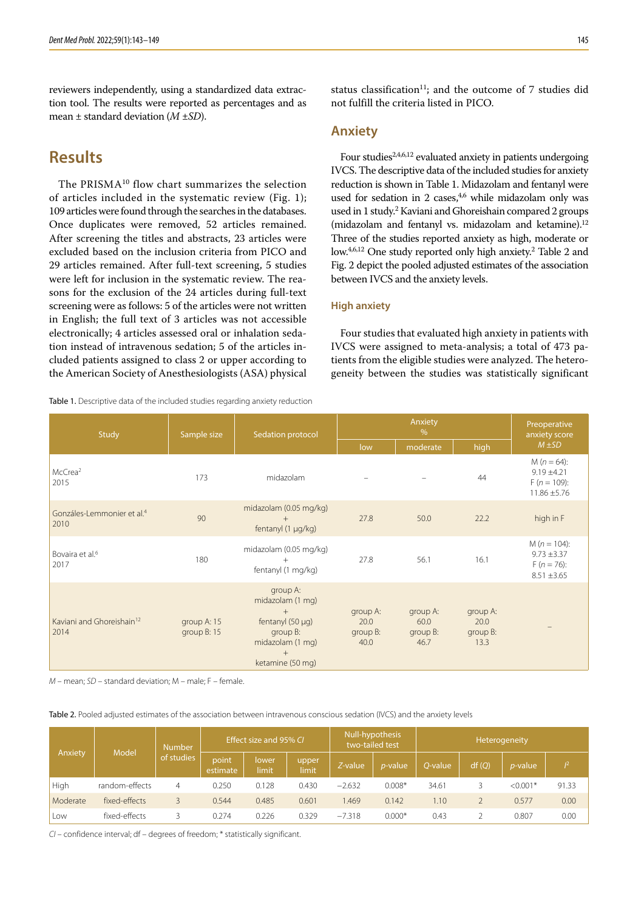reviewers independently, using a standardized data extraction tool. The results were reported as percentages and as mean ± standard deviation (*M* ±*SD*).

## Results

The PRISMA[10] flow chart summarizes the selection of articles included in the systematic review (Fig. 1); 109 articles were found through the searches in the databases. Once duplicates were removed, 52 articles remained. After screening the titles and abstracts, 23 articles were excluded based on the inclusion criteria from PICO and 29 articles remained. After full-text screening, 5 studies were left for inclusion in the systematic review. The reasons for the exclusion of the 24 articles during full-text screening were as follows: 5 of the articles were not written in English; the full text of 3 articles was not accessible electronically; 4 articles assessed oral or inhalation sedation instead of intravenous sedation; 5 of the articles included patients assigned to class 2 or upper according to the American Society of Anesthesiologists (ASA) physical status classification[11]; and the outcome of 7 studies did not fulfill the criteria listed in PICO.

## Anxiety

Four studies[2,4,6,12] evaluated anxiety in patients undergoing IVCS. The descriptive data of the included studies for anxiety reduction is shown in Table 1. Midazolam and fentanyl were used for sedation in 2 cases,[4,6] while midazolam only was used in 1 study.[2] Kaviani and Ghoreishain compared 2 groups (midazolam and fentanyl vs. midazolam and ketamine).[12] Three of the studies reported anxiety as high, moderate or low.[4,6,12] One study reported only high anxiety.[2] Table 2 and Fig. 2 depict the pooled adjusted estimates of the association between IVCS and the anxiety levels.

### High anxiety

Four studies that evaluated high anxiety in patients with IVCS were assigned to meta-analysis; a total of 473 patients from the eligible studies were analyzed. The heterogeneity between the studies was statistically significant

Table 1. Descriptive data of the included studies regarding anxiety reduction

| Study | Sample size | Sedation protocol | Anxiety % | | | Preoperative anxiety score *M* ±*SD* |
|---|---|---|---|---|---|---|
| | | | low | moderate | high | |
| McCrea[2] 2015 | 173 | midazolam | – | – | 44 | M (*n* = 64): 9.19 ±4.21<br>F (*n* = 109): 11.86 ±5.76 |
| Gonzáles-Lemmonier et al.[4] 2010 | 90 | midazolam (0.05 mg/kg) + fentanyl (1 μg/kg) | 27.8 | 50.0 | 22.2 | high in F |
| Bovaira et al.[6] 2017 | 180 | midazolam (0.05 mg/kg) + fentanyl (1 mg/kg) | 27.8 | 56.1 | 16.1 | M (*n* = 104): 9.73 ±3.37<br>F (*n* = 76): 8.51 ±3.65 |
| Kaviani and Ghoreishain[12] 2014 | group A: 15<br>group B: 15 | group A: midazolam (1 mg) + fentanyl (50 μg)<br>group B: midazolam (1 mg) + ketamine (50 mg) | group A: 20.0<br>group B: 40.0 | group A: 60.0<br>group B: 46.7 | group A: 20.0<br>group B: 13.3 | – |

*M* – mean; *SD* – standard deviation; M – male; F – female.

Table 2. Pooled adjusted estimates of the association between intravenous conscious sedation (IVCS) and the anxiety levels

| Anxiety | Model | Number of studies | Effect size and 95% *CI* | | | Null-hypothesis two-tailed test | | Heterogeneity | | | |
|---|---|---|---|---|---|---|---|---|---|---|---|
| | | | point estimate | lower limit | upper limit | *Z*-value | *p*-value | *Q*-value | df (*Q*) | *p*-value | $I^2$ |
| High | random-effects | 4 | 0.250 | 0.128 | 0.430 | −2.632 | 0.008* | 34.61 | 3 | <0.001* | 91.33 |
| Moderate | fixed-effects | 3 | 0.544 | 0.485 | 0.601 | 1.469 | 0.142 | 1.10 | 2 | 0.577 | 0.00 |
| Low | fixed-effects | 3 | 0.274 | 0.226 | 0.329 | −7.318 | 0.000* | 0.43 | 2 | 0.807 | 0.00 |

*CI* – confidence interval; df – degrees of freedom; * statistically significant.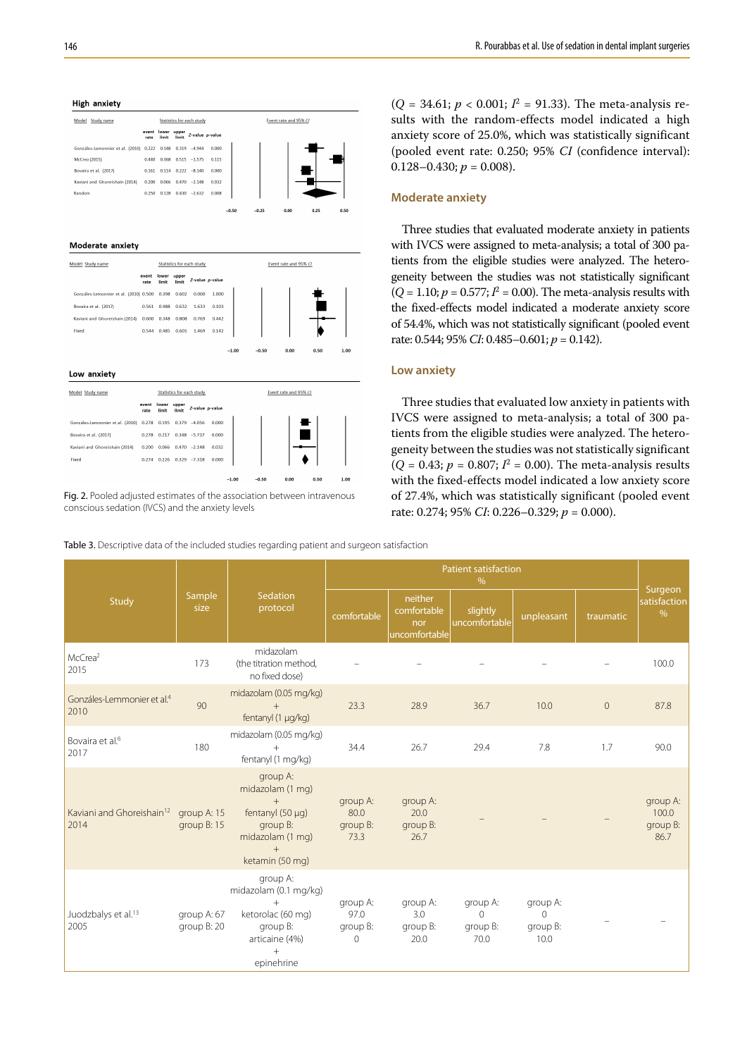**High anxiety**

| Model | Study name | event rate | lower limit | upper limit | Z-value | p-value |
|---|---|---|---|---|---|---|
| | Gonzáles-Lemonnier et al. (2010) | 0.222 | 0.148 | 0.319 | −4.944 | 0.000 |
| | McCrea (2015) | 0.440 | 0.368 | 0.515 | −1.575 | 0.115 |
| | Bovaira et al. (2017) | 0.161 | 0.114 | 0.222 | −8.140 | 0.000 |
| | Kaviani and Ghoreishain (2014) | 0.200 | 0.066 | 0.470 | −2.148 | 0.032 |
| Random | | 0.250 | 0.128 | 0.430 | −2.632 | 0.008 |

**Moderate anxiety**

| Model | Study name | event rate | lower limit | upper limit | Z-value | p-value |
|---|---|---|---|---|---|---|
| | Gonzáles-Lemonnier et al. (2010) | 0.500 | 0.398 | 0.602 | 0.000 | 1.000 |
| | Bovaira et al. (2017) | 0.561 | 0.488 | 0.632 | 1.633 | 0.103 |
| | Kaviani and Ghoreishain (2014) | 0.600 | 0.348 | 0.808 | 0.769 | 0.442 |
| Fixed | | 0.544 | 0.485 | 0.601 | 1.469 | 0.142 |

**Low anxiety**

| Model | Study name | event rate | lower limit | upper limit | Z-value | p-value |
|---|---|---|---|---|---|---|
| | Gonzáles-Lemonnier et al. (2010) | 0.278 | 0.195 | 0.379 | −4.056 | 0.000 |
| | Bovaira et al. (2017) | 0.278 | 0.217 | 0.348 | −5.737 | 0.000 |
| | Kaviani and Ghoreishain (2014) | 0.200 | 0.066 | 0.470 | −2.148 | 0.032 |
| Fixed | | 0.274 | 0.226 | 0.329 | −7.318 | 0.000 |

Fig. 2. Pooled adjusted estimates of the association between intravenous conscious sedation (IVCS) and the anxiety levels

($Q$ = 34.61; $p$ < 0.001; $I^2$ = 91.33). The meta-analysis results with the random-effects model indicated a high anxiety score of 25.0%, which was statistically significant (pooled event rate: 0.250; 95% *CI* (confidence interval): 0.128–0.430; $p$ = 0.008).

## Moderate anxiety

Three studies that evaluated moderate anxiety in patients with IVCS were assigned to meta-analysis; a total of 300 patients from the eligible studies were analyzed. The heterogeneity between the studies was not statistically significant ($Q$ = 1.10; $p$ = 0.577; $I^2$ = 0.00). The meta-analysis results with the fixed-effects model indicated a moderate anxiety score of 54.4%, which was not statistically significant (pooled event rate: 0.544; 95% *CI*: 0.485–0.601; $p$ = 0.142).

## Low anxiety

Three studies that evaluated low anxiety in patients with IVCS were assigned to meta-analysis; a total of 300 patients from the eligible studies were analyzed. The heterogeneity between the studies was not statistically significant ($Q$ = 0.43; $p$ = 0.807; $I^2$ = 0.00). The meta-analysis results with the fixed-effects model indicated a low anxiety score of 27.4%, which was statistically significant (pooled event rate: 0.274; 95% *CI*: 0.226–0.329; $p$ = 0.000).

Table 3. Descriptive data of the included studies regarding patient and surgeon satisfaction

| Study | Sample size | Sedation protocol | Patient satisfaction % | | | | | Surgeon satisfaction % |
|---|---|---|---|---|---|---|---|---|
| | | | comfortable | neither comfortable nor uncomfortable | slightly uncomfortable | unpleasant | traumatic | |
| McCrea[2] 2015 | 173 | midazolam (the titration method, no fixed dose) | – | – | – | – | – | 100.0 |
| Gonzáles-Lemmonier et al.[4] 2010 | 90 | midazolam (0.05 mg/kg) + fentanyl (1 µg/kg) | 23.3 | 28.9 | 36.7 | 10.0 | 0 | 87.8 |
| Bovaira et al.[6] 2017 | 180 | midazolam (0.05 mg/kg) + fentanyl (1 mg/kg) | 34.4 | 26.7 | 29.4 | 7.8 | 1.7 | 90.0 |
| Kaviani and Ghoreishain[12] 2014 | group A: 15 group B: 15 | group A: midazolam (1 mg) + fentanyl (50 µg) group B: midazolam (1 mg) + ketamin (50 mg) | group A: 80.0 group B: 73.3 | group A: 20.0 group B: 26.7 | – | – | – | group A: 100.0 group B: 86.7 |
| Juodzbalys et al.[13] 2005 | group A: 67 group B: 20 | group A: midazolam (0.1 mg/kg) + ketorolac (60 mg) group B: articaine (4%) + epinephrine | group A: 97.0 group B: 0 | group A: 3.0 group B: 20.0 | group A: 0 group B: 70.0 | group A: 0 group B: 10.0 | – | – |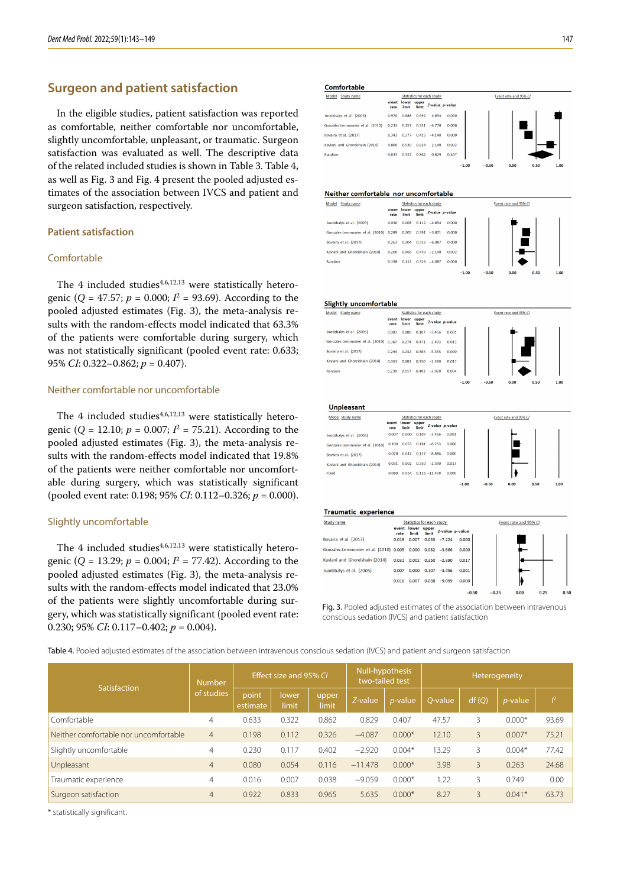## Surgeon and patient satisfaction

In the eligible studies, patient satisfaction was reported as comfortable, neither comfortable nor uncomfortable, slightly uncomfortable, unpleasant, or traumatic. Surgeon satisfaction was evaluated as well. The descriptive data of the related included studies is shown in Table 3. Table 4, as well as Fig. 3 and Fig. 4 present the pooled adjusted estimates of the association between IVCS and patient and surgeon satisfaction, respectively.

### Patient satisfaction

#### Comfortable

The 4 included studies[4,6,12,13] were statistically heterogenic ($Q = 47.57$; $p = 0.000$; $I^2 = 93.69$). According to the pooled adjusted estimates (Fig. 3), the meta-analysis results with the random-effects model indicated that 63.3% of the patients were comfortable during surgery, which was not statistically significant (pooled event rate: 0.633; 95% *CI*: 0.322–0.862; $p = 0.407$).

#### Neither comfortable nor uncomfortable

The 4 included studies[4,6,12,13] were statistically heterogenic ($Q = 12.10$; $p = 0.007$; $I^2 = 75.21$). According to the pooled adjusted estimates (Fig. 3), the meta-analysis results with the random-effects model indicated that 19.8% of the patients were neither comfortable nor uncomfortable during surgery, which was statistically significant (pooled event rate: 0.198; 95% *CI*: 0.112–0.326; $p = 0.000$).

#### Slightly uncomfortable

The 4 included studies[4,6,12,13] were statistically heterogenic ($Q = 13.29$; $p = 0.004$; $I^2 = 77.42$). According to the pooled adjusted estimates (Fig. 3), the meta-analysis results with the random-effects model indicated that 23.0% of the patients were slightly uncomfortable during surgery, which was statistically significant (pooled event rate: 0.230; 95% *CI*: 0.117–0.402; $p = 0.004$).

**Comfortable**

| Model | Study name | event rate | lower limit | upper limit | Z-value | p-value |
|---|---|---|---|---|---|---|
| | Juodzbalys et al. (2005) | 0.970 | 0.888 | 0.992 | 4.854 | 0.000 |
| | González-Lemmonier et al. (2010) | 0.233 | 0.157 | 0.331 | −4.778 | 0.000 |
| | Bovaira et al. (2017) | 0.343 | 0.277 | 0.415 | −4.140 | 0.000 |
| | Kaviani and Ghoreishain (2014) | 0.800 | 0.530 | 0.934 | 2.148 | 0.032 |
| Random | | 0.633 | 0.322 | 0.862 | 0.829 | 0.407 |

**Neither comfortable nor uncomfortable**

| Model | Study name | event rate | lower limit | upper limit | Z-value | p-value |
|---|---|---|---|---|---|---|
| | Juodzbalys et al. (2005) | 0.030 | 0.008 | 0.112 | −4.854 | 0.000 |
| | González-Lemmonier et al. (2010) | 0.289 | 0.205 | 0.391 | −3.871 | 0.000 |
| | Bovaira et al. (2017) | 0.263 | 0.204 | 0.332 | −6.087 | 0.000 |
| | Kaviani and Ghoreishain (2014) | 0.200 | 0.066 | 0.470 | −2.148 | 0.032 |
| Random | | 0.198 | 0.112 | 0.326 | −4.087 | 0.000 |

**Slightly uncomfortable**

| Model | Study name | event rate | lower limit | upper limit | Z-value | p-value |
|---|---|---|---|---|---|---|
| | Juodzbalys et al. (2005) | 0.007 | 0.000 | 0.107 | −3.456 | 0.001 |
| | González-Lemmonier et al. (2010) | 0.367 | 0.274 | 0.471 | −2.493 | 0.013 |
| | Bovaira et al. (2017) | 0.294 | 0.232 | 0.365 | −5.355 | 0.000 |
| | Kaviani and Ghoreishain (2014) | 0.031 | 0.002 | 0.350 | −2.390 | 0.017 |
| Random | | 0.230 | 0.117 | 0.402 | −2.920 | 0.004 |

**Unpleasant**

| Model | Study name | event rate | lower limit | upper limit | Z-value | p-value |
|---|---|---|---|---|---|---|
| | Juodzbalys et al. (2005) | 0.007 | 0.000 | 0.107 | −3.456 | 0.001 |
| | González-Lemmonier et al. (2010) | 0.100 | 0.053 | 0.181 | −6.253 | 0.000 |
| | Bovaira et al. (2017) | 0.078 | 0.047 | 0.127 | −8.886 | 0.000 |
| | Kaviani and Ghoreishain (2014) | 0.031 | 0.002 | 0.350 | −2.390 | 0.017 |
| Fixed | | 0.080 | 0.054 | 0.116 | −11.478 | 0.000 |

**Traumatic experience**

| Study name | event rate | lower limit | upper limit | Z-value | p-value |
|---|---|---|---|---|---|
| Bovaira et al. (2017) | 0.019 | 0.007 | 0.053 | −7.224 | 0.000 |
| González-Lemmonier et al. (2010) | 0.005 | 0.000 | 0.082 | −3.666 | 0.000 |
| Kaviani and Ghoreishain (2014) | 0.031 | 0.002 | 0.350 | −2.390 | 0.017 |
| Juodzbalys et al. (2005) | 0.007 | 0.000 | 0.107 | −3.456 | 0.001 |
| | 0.016 | 0.007 | 0.038 | −9.059 | 0.000 |

Fig. 3. Pooled adjusted estimates of the association between intravenous conscious sedation (IVCS) and patient satisfaction

Table 4. Pooled adjusted estimates of the association between intravenous conscious sedation (IVCS) and patient and surgeon satisfaction

| Satisfaction | Number of studies | Effect size and 95% *CI* | | | Null-hypothesis two-tailed test | | Heterogeneity | | | |
|---|---|---|---|---|---|---|---|---|---|---|
| | | point estimate | lower limit | upper limit | *Z*-value | *p*-value | *Q*-value | df (*Q*) | *p*-value | $I^2$ |
| Comfortable | 4 | 0.633 | 0.322 | 0.862 | 0.829 | 0.407 | 47.57 | 3 | 0.000* | 93.69 |
| Neither comfortable nor uncomfortable | 4 | 0.198 | 0.112 | 0.326 | −4.087 | 0.000* | 12.10 | 3 | 0.007* | 75.21 |
| Slightly uncomfortable | 4 | 0.230 | 0.117 | 0.402 | −2.920 | 0.004* | 13.29 | 3 | 0.004* | 77.42 |
| Unpleasant | 4 | 0.080 | 0.054 | 0.116 | −11.478 | 0.000* | 3.98 | 3 | 0.263 | 24.68 |
| Traumatic experience | 4 | 0.016 | 0.007 | 0.038 | −9.059 | 0.000* | 1.22 | 3 | 0.749 | 0.00 |
| Surgeon satisfaction | 4 | 0.922 | 0.833 | 0.965 | 5.635 | 0.000* | 8.27 | 3 | 0.041* | 63.73 |

\* statistically significant.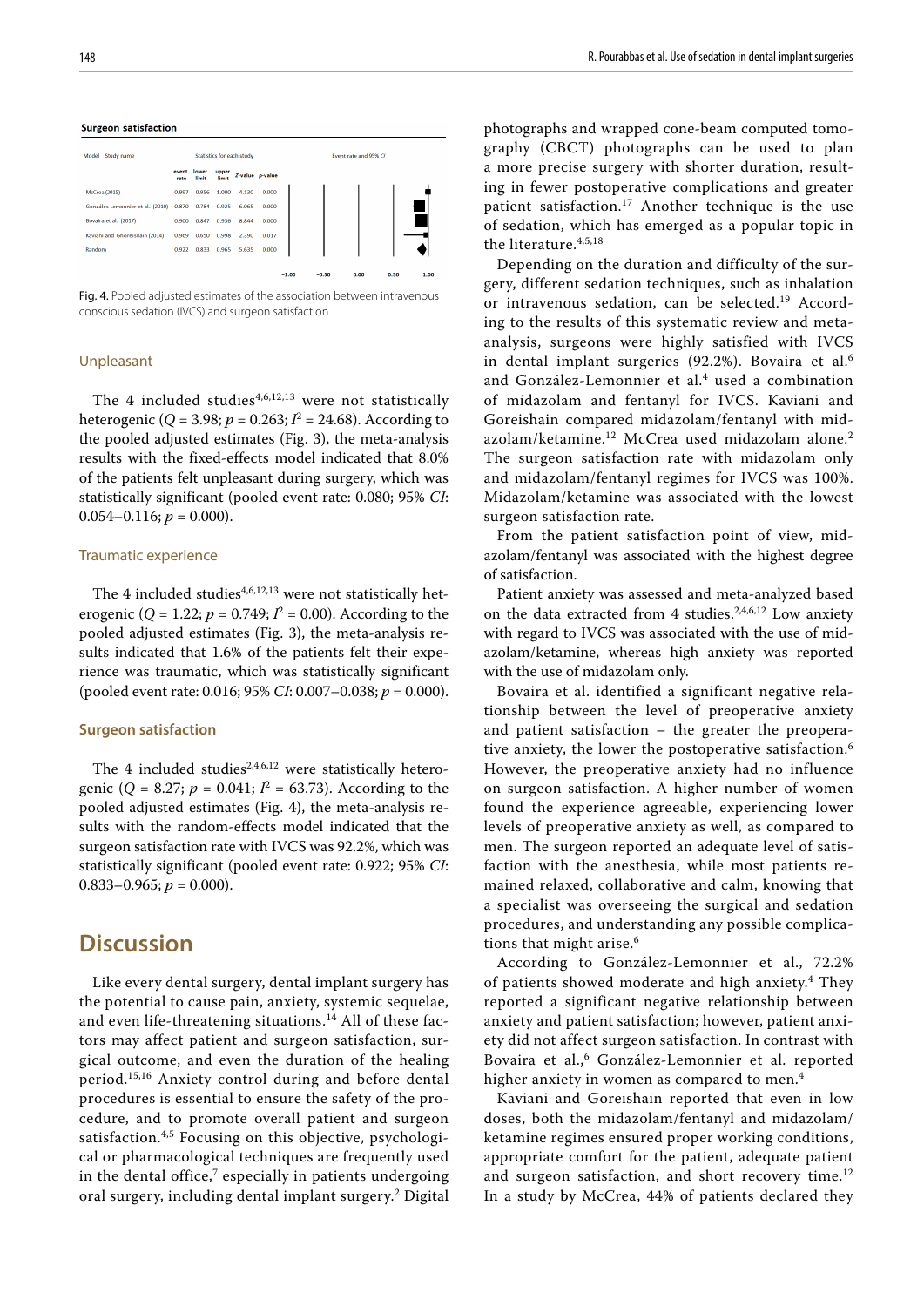**Surgeon satisfaction**

| Model | Study name | Statistics for each study | | | | | Event rate and 95% CI |
|---|---|---|---|---|---|---|---|
| | | event rate | lower limit | upper limit | Z-value | p-value | |
| | McCrea (2015) | 0.997 | 0.956 | 1.000 | 4.130 | 0.000 | |
| | Gonzáles-Lemonnier et al. (2010) | 0.870 | 0.784 | 0.925 | 6.065 | 0.000 | |
| | Bovaira et al. (2017) | 0.900 | 0.847 | 0.936 | 8.844 | 0.000 | |
| | Kaviani and Ghoreishain (2014) | 0.969 | 0.650 | 0.998 | 2.390 | 0.017 | |
| Random | | 0.922 | 0.833 | 0.965 | 5.635 | 0.000 | |

Fig. 4. Pooled adjusted estimates of the association between intravenous conscious sedation (IVCS) and surgeon satisfaction

### Unpleasant

The 4 included studies[4,6,12,13] were not statistically heterogenic ($Q = 3.98$; $p = 0.263$; $I^2 = 24.68$). According to the pooled adjusted estimates (Fig. 3), the meta-analysis results with the fixed-effects model indicated that 8.0% of the patients felt unpleasant during surgery, which was statistically significant (pooled event rate: 0.080; 95% *CI*: 0.054–0.116; $p = 0.000$).

### Traumatic experience

The 4 included studies[4,6,12,13] were not statistically heterogenic ($Q = 1.22$; $p = 0.749$; $I^2 = 0.00$). According to the pooled adjusted estimates (Fig. 3), the meta-analysis results indicated that 1.6% of the patients felt their experience was traumatic, which was statistically significant (pooled event rate: 0.016; 95% *CI*: 0.007–0.038; $p = 0.000$).

### Surgeon satisfaction

The 4 included studies[2,4,6,12] were statistically heterogenic ($Q = 8.27$; $p = 0.041$; $I^2 = 63.73$). According to the pooled adjusted estimates (Fig. 4), the meta-analysis results with the random-effects model indicated that the surgeon satisfaction rate with IVCS was 92.2%, which was statistically significant (pooled event rate: 0.922; 95% *CI*: 0.833–0.965; $p = 0.000$).

## Discussion

Like every dental surgery, dental implant surgery has the potential to cause pain, anxiety, systemic sequelae, and even life-threatening situations.[14] All of these factors may affect patient and surgeon satisfaction, surgical outcome, and even the duration of the healing period.[15,16] Anxiety control during and before dental procedures is essential to ensure the safety of the procedure, and to promote overall patient and surgeon satisfaction.[4,5] Focusing on this objective, psychological or pharmacological techniques are frequently used in the dental office,[7] especially in patients undergoing oral surgery, including dental implant surgery.[2] Digital photographs and wrapped cone-beam computed tomography (CBCT) photographs can be used to plan a more precise surgery with shorter duration, resulting in fewer postoperative complications and greater patient satisfaction.[17] Another technique is the use of sedation, which has emerged as a popular topic in the literature.[4,5,18]

Depending on the duration and difficulty of the surgery, different sedation techniques, such as inhalation or intravenous sedation, can be selected.[19] According to the results of this systematic review and meta-analysis, surgeons were highly satisfied with IVCS in dental implant surgeries (92.2%). Bovaira et al.[6] and González-Lemonnier et al.[4] used a combination of midazolam and fentanyl for IVCS. Kaviani and Goreishain compared midazolam/fentanyl with midazolam/ketamine.[12] McCrea used midazolam alone.[2] The surgeon satisfaction rate with midazolam only and midazolam/fentanyl regimes for IVCS was 100%. Midazolam/ketamine was associated with the lowest surgeon satisfaction rate.

From the patient satisfaction point of view, midazolam/fentanyl was associated with the highest degree of satisfaction.

Patient anxiety was assessed and meta-analyzed based on the data extracted from 4 studies.[2,4,6,12] Low anxiety with regard to IVCS was associated with the use of midazolam/ketamine, whereas high anxiety was reported with the use of midazolam only.

Bovaira et al. identified a significant negative relationship between the level of preoperative anxiety and patient satisfaction – the greater the preoperative anxiety, the lower the postoperative satisfaction.[6] However, the preoperative anxiety had no influence on surgeon satisfaction. A higher number of women found the experience agreeable, experiencing lower levels of preoperative anxiety as well, as compared to men. The surgeon reported an adequate level of satisfaction with the anesthesia, while most patients remained relaxed, collaborative and calm, knowing that a specialist was overseeing the surgical and sedation procedures, and understanding any possible complications that might arise.[6]

According to González-Lemonnier et al., 72.2% of patients showed moderate and high anxiety.[4] They reported a significant negative relationship between anxiety and patient satisfaction; however, patient anxiety did not affect surgeon satisfaction. In contrast with Bovaira et al.,[6] González-Lemonnier et al. reported higher anxiety in women as compared to men.[4]

Kaviani and Goreishain reported that even in low doses, both the midazolam/fentanyl and midazolam/ketamine regimes ensured proper working conditions, appropriate comfort for the patient, adequate patient and surgeon satisfaction, and short recovery time.[12] In a study by McCrea, 44% of patients declared they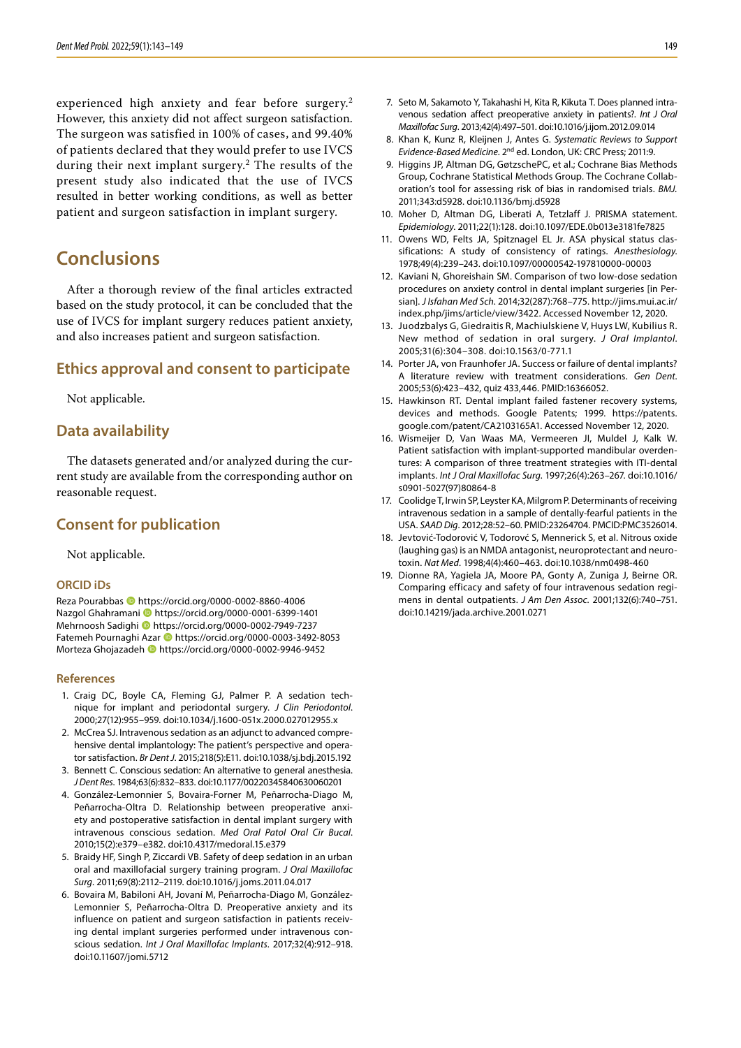experienced high anxiety and fear before surgery.[2] However, this anxiety did not affect surgeon satisfaction. The surgeon was satisfied in 100% of cases, and 99.40% of patients declared that they would prefer to use IVCS during their next implant surgery.[2] The results of the present study also indicated that the use of IVCS resulted in better working conditions, as well as better patient and surgeon satisfaction in implant surgery.

## Conclusions

After a thorough review of the final articles extracted based on the study protocol, it can be concluded that the use of IVCS for implant surgery reduces patient anxiety, and also increases patient and surgeon satisfaction.

### Ethics approval and consent to participate

Not applicable.

### Data availability

The datasets generated and/or analyzed during the current study are available from the corresponding author on reasonable request.

### Consent for publication

Not applicable.

#### ORCID iDs

Reza Pourabbas https://orcid.org/0000-0002-8860-4006
Nazgol Ghahramani https://orcid.org/0000-0001-6399-1401
Mehrnoosh Sadighi https://orcid.org/0000-0002-7949-7237
Fatemeh Pournaghi Azar https://orcid.org/0000-0003-3492-8053
Morteza Ghojazadeh https://orcid.org/0000-0002-9946-9452

#### References

1. Craig DC, Boyle CA, Fleming GJ, Palmer P. A sedation technique for implant and periodontal surgery. *J Clin Periodontol.* 2000;27(12):955–959. doi:10.1034/j.1600-051x.2000.027012955.x
2. McCrea SJ. Intravenous sedation as an adjunct to advanced comprehensive dental implantology: The patient's perspective and operator satisfaction. *Br Dent J.* 2015;218(5):E11. doi:10.1038/sj.bdj.2015.192
3. Bennett C. Conscious sedation: An alternative to general anesthesia. *J Dent Res.* 1984;63(6):832–833. doi:10.1177/00220345840630060201
4. González-Lemonnier S, Bovaira-Forner M, Peñarrocha-Diago M, Peñarrocha-Oltra D. Relationship between preoperative anxiety and postoperative satisfaction in dental implant surgery with intravenous conscious sedation. *Med Oral Patol Oral Cir Bucal.* 2010;15(2):e379–e382. doi:10.4317/medoral.15.e379
5. Braidy HF, Singh P, Ziccardi VB. Safety of deep sedation in an urban oral and maxillofacial surgery training program. *J Oral Maxillofac Surg.* 2011;69(8):2112–2119. doi:10.1016/j.joms.2011.04.017
6. Bovaira M, Babiloni AH, Jovaní M, Peñarrocha-Diago M, González-Lemonnier S, Peñarrocha-Oltra D. Preoperative anxiety and its influence on patient and surgeon satisfaction in patients receiving dental implant surgeries performed under intravenous conscious sedation. *Int J Oral Maxillofac Implants.* 2017;32(4):912–918. doi:10.11607/jomi.5712
7. Seto M, Sakamoto Y, Takahashi H, Kita R, Kikuta T. Does planned intravenous sedation affect preoperative anxiety in patients?. *Int J Oral Maxillofac Surg.* 2013;42(4):497–501. doi:10.1016/j.ijom.2012.09.014
8. Khan K, Kunz R, Kleijnen J, Antes G. *Systematic Reviews to Support Evidence-Based Medicine.* 2nd ed. London, UK: CRC Press; 2011:9.
9. Higgins JP, Altman DG, GøtzschePC, et al.; Cochrane Bias Methods Group, Cochrane Statistical Methods Group. The Cochrane Collaboration's tool for assessing risk of bias in randomised trials. *BMJ.* 2011;343:d5928. doi:10.1136/bmj.d5928
10. Moher D, Altman DG, Liberati A, Tetzlaff J. PRISMA statement. *Epidemiology.* 2011;22(1):128. doi:10.1097/EDE.0b013e3181fe7825
11. Owens WD, Felts JA, Spitznagel EL Jr. ASA physical status classifications: A study of consistency of ratings. *Anesthesiology.* 1978;49(4):239–243. doi:10.1097/00000542-197810000-00003
12. Kaviani N, Ghoreishain SM. Comparison of two low-dose sedation procedures on anxiety control in dental implant surgeries [in Persian]. *J Isfahan Med Sch.* 2014;32(287):768–775. http://jims.mui.ac.ir/index.php/jims/article/view/3422. Accessed November 12, 2020.
13. Juodzbalys G, Giedraitis R, Machiulskiene V, Huys LW, Kubilius R. New method of sedation in oral surgery. *J Oral Implantol.* 2005;31(6):304–308. doi:10.1563/0-771.1
14. Porter JA, von Fraunhofer JA. Success or failure of dental implants? A literature review with treatment considerations. *Gen Dent.* 2005;53(6):423–432, quiz 433,446. PMID:16366052.
15. Hawkinson RT. Dental implant failed fastener recovery systems, devices and methods. Google Patents; 1999. https://patents.google.com/patent/CA2103165A1. Accessed November 12, 2020.
16. Wismeijer D, Van Waas MA, Vermeeren JI, Muldel J, Kalk W. Patient satisfaction with implant-supported mandibular overdentures: A comparison of three treatment strategies with ITI-dental implants. *Int J Oral Maxillofac Surg.* 1997;26(4):263–267. doi:10.1016/s0901-5027(97)80864-8
17. Coolidge T, Irwin SP, Leyster KA, Milgrom P. Determinants of receiving intravenous sedation in a sample of dentally-fearful patients in the USA. *SAAD Dig.* 2012;28:52–60. PMID:23264704. PMCID:PMC3526014.
18. Jevtović-Todorović V, Todorovć S, Mennerick S, et al. Nitrous oxide (laughing gas) is an NMDA antagonist, neuroprotectant and neurotoxin. *Nat Med.* 1998;4(4):460–463. doi:10.1038/nm0498-460
19. Dionne RA, Yagiela JA, Moore PA, Gonty A, Zuniga J, Beirne OR. Comparing efficacy and safety of four intravenous sedation regimens in dental outpatients. *J Am Den Assoc.* 2001;132(6):740–751. doi:10.14219/jada.archive.2001.0271